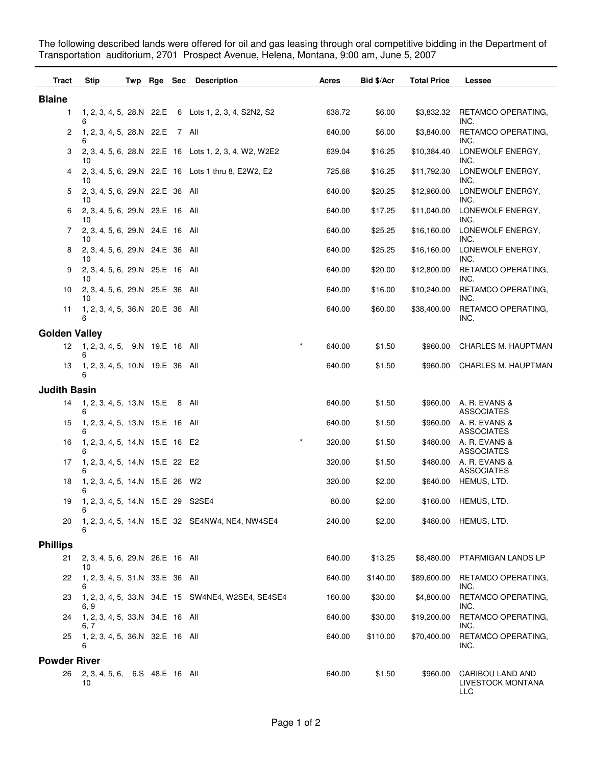The following described lands were offered for oil and gas leasing through oral competitive bidding in the Department of Transportation auditorium, 2701 Prospect Avenue, Helena, Montana, 9:00 am, June 5, 2007

| Tract | Stip | Twp | Rge | Sec | Description | | Acres | Bid $/Acr | Total Price | Lessee |
|---|---|---|---|---|---|---|---|---|---|---|
| **Blaine** | | | | | | | | | | |
| 1 | 1, 2, 3, 4, 5, 6 | 28.N | 22.E | 6 | Lots 1, 2, 3, 4, S2N2, S2 | | 638.72 | $6.00 | $3,832.32 | RETAMCO OPERATING, INC. |
| 2 | 1, 2, 3, 4, 5, 6 | 28.N | 22.E | 7 | All | | 640.00 | $6.00 | $3,840.00 | RETAMCO OPERATING, INC. |
| 3 | 2, 3, 4, 5, 6, 10 | 28.N | 22.E | 16 | Lots 1, 2, 3, 4, W2, W2E2 | | 639.04 | $16.25 | $10,384.40 | LONEWOLF ENERGY, INC. |
| 4 | 2, 3, 4, 5, 6, 10 | 29.N | 22.E | 16 | Lots 1 thru 8, E2W2, E2 | | 725.68 | $16.25 | $11,792.30 | LONEWOLF ENERGY, INC. |
| 5 | 2, 3, 4, 5, 6, 10 | 29.N | 22.E | 36 | All | | 640.00 | $20.25 | $12,960.00 | LONEWOLF ENERGY, INC. |
| 6 | 2, 3, 4, 5, 6, 10 | 29.N | 23.E | 16 | All | | 640.00 | $17.25 | $11,040.00 | LONEWOLF ENERGY, INC. |
| 7 | 2, 3, 4, 5, 6, 10 | 29.N | 24.E | 16 | All | | 640.00 | $25.25 | $16,160.00 | LONEWOLF ENERGY, INC. |
| 8 | 2, 3, 4, 5, 6, 10 | 29.N | 24.E | 36 | All | | 640.00 | $25.25 | $16,160.00 | LONEWOLF ENERGY, INC. |
| 9 | 2, 3, 4, 5, 6, 10 | 29.N | 25.E | 16 | All | | 640.00 | $20.00 | $12,800.00 | RETAMCO OPERATING, INC. |
| 10 | 2, 3, 4, 5, 6, 10 | 29.N | 25.E | 36 | All | | 640.00 | $16.00 | $10,240.00 | RETAMCO OPERATING, INC. |
| 11 | 1, 2, 3, 4, 5, 6 | 36.N | 20.E | 36 | All | | 640.00 | $60.00 | $38,400.00 | RETAMCO OPERATING, INC. |
| **Golden Valley** | | | | | | | | | | |
| 12 | 1, 2, 3, 4, 5, 6 | 9.N | 19.E | 16 | All | * | 640.00 | $1.50 | $960.00 | CHARLES M. HAUPTMAN |
| 13 | 1, 2, 3, 4, 5, 6 | 10.N | 19.E | 36 | All | | 640.00 | $1.50 | $960.00 | CHARLES M. HAUPTMAN |
| **Judith Basin** | | | | | | | | | | |
| 14 | 1, 2, 3, 4, 5, 6 | 13.N | 15.E | 8 | All | | 640.00 | $1.50 | $960.00 | A. R. EVANS & ASSOCIATES |
| 15 | 1, 2, 3, 4, 5, 6 | 13.N | 15.E | 16 | All | | 640.00 | $1.50 | $960.00 | A. R. EVANS & ASSOCIATES |
| 16 | 1, 2, 3, 4, 5, 6 | 14.N | 15.E | 16 | E2 | * | 320.00 | $1.50 | $480.00 | A. R. EVANS & ASSOCIATES |
| 17 | 1, 2, 3, 4, 5, 6 | 14.N | 15.E | 22 | E2 | | 320.00 | $1.50 | $480.00 | A. R. EVANS & ASSOCIATES |
| 18 | 1, 2, 3, 4, 5, 6 | 14.N | 15.E | 26 | W2 | | 320.00 | $2.00 | $640.00 | HEMUS, LTD. |
| 19 | 1, 2, 3, 4, 5, 6 | 14.N | 15.E | 29 | S2SE4 | | 80.00 | $2.00 | $160.00 | HEMUS, LTD. |
| 20 | 1, 2, 3, 4, 5, 6 | 14.N | 15.E | 32 | SE4NW4, NE4, NW4SE4 | | 240.00 | $2.00 | $480.00 | HEMUS, LTD. |
| **Phillips** | | | | | | | | | | |
| 21 | 2, 3, 4, 5, 6, 10 | 29.N | 26.E | 16 | All | | 640.00 | $13.25 | $8,480.00 | PTARMIGAN LANDS LP |
| 22 | 1, 2, 3, 4, 5, 6 | 31.N | 33.E | 36 | All | | 640.00 | $140.00 | $89,600.00 | RETAMCO OPERATING, INC. |
| 23 | 1, 2, 3, 4, 5, 6, 9 | 33.N | 34.E | 15 | SW4NE4, W2SE4, SE4SE4 | | 160.00 | $30.00 | $4,800.00 | RETAMCO OPERATING, INC. |
| 24 | 1, 2, 3, 4, 5, 6, 7 | 33.N | 34.E | 16 | All | | 640.00 | $30.00 | $19,200.00 | RETAMCO OPERATING, INC. |
| 25 | 1, 2, 3, 4, 5, 6 | 36.N | 32.E | 16 | All | | 640.00 | $110.00 | $70,400.00 | RETAMCO OPERATING, INC. |
| **Powder River** | | | | | | | | | | |
| 26 | 2, 3, 4, 5, 6, 10 | 6.S | 48.E | 16 | All | | 640.00 | $1.50 | $960.00 | CARIBOU LAND AND LIVESTOCK MONTANA LLC |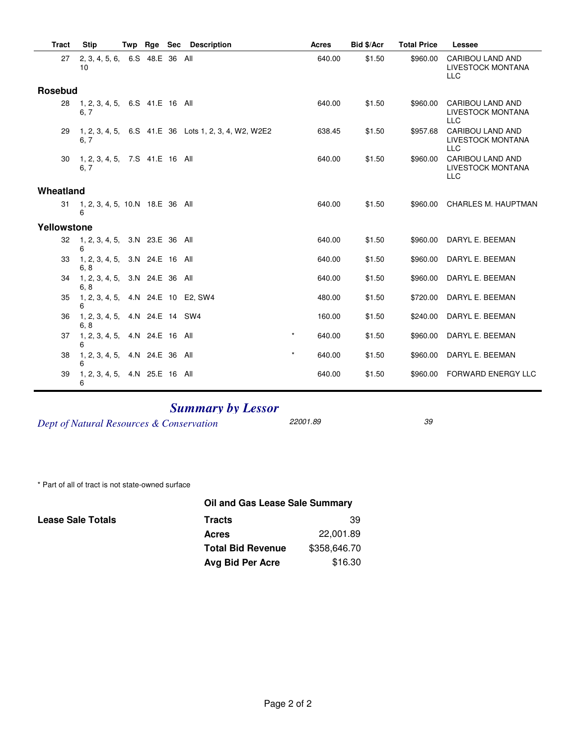| Tract | Stip | Twp | Rge | Sec | Description | | Acres | Bid $/Acr | Total Price | Lessee |
|---|---|---|---|---|---|---|---|---|---|---|
| 27 | 2, 3, 4, 5, 6, 10 | 6.S | 48.E | 36 | All | | 640.00 | $1.50 | $960.00 | CARIBOU LAND AND LIVESTOCK MONTANA LLC |
| **Rosebud** | | | | | | | | | | |
| 28 | 1, 2, 3, 4, 5, 6, 7 | 6.S | 41.E | 16 | All | | 640.00 | $1.50 | $960.00 | CARIBOU LAND AND LIVESTOCK MONTANA LLC |
| 29 | 1, 2, 3, 4, 5, 6, 7 | 6.S | 41.E | 36 | Lots 1, 2, 3, 4, W2, W2E2 | | 638.45 | $1.50 | $957.68 | CARIBOU LAND AND LIVESTOCK MONTANA LLC |
| 30 | 1, 2, 3, 4, 5, 6, 7 | 7.S | 41.E | 16 | All | | 640.00 | $1.50 | $960.00 | CARIBOU LAND AND LIVESTOCK MONTANA LLC |
| **Wheatland** | | | | | | | | | | |
| 31 | 1, 2, 3, 4, 5, 6 | 10.N | 18.E | 36 | All | | 640.00 | $1.50 | $960.00 | CHARLES M. HAUPTMAN |
| **Yellowstone** | | | | | | | | | | |
| 32 | 1, 2, 3, 4, 5, 6 | 3.N | 23.E | 36 | All | | 640.00 | $1.50 | $960.00 | DARYL E. BEEMAN |
| 33 | 1, 2, 3, 4, 5, 6, 8 | 3.N | 24.E | 16 | All | | 640.00 | $1.50 | $960.00 | DARYL E. BEEMAN |
| 34 | 1, 2, 3, 4, 5, 6, 8 | 3.N | 24.E | 36 | All | | 640.00 | $1.50 | $960.00 | DARYL E. BEEMAN |
| 35 | 1, 2, 3, 4, 5, 6 | 4.N | 24.E | 10 | E2, SW4 | | 480.00 | $1.50 | $720.00 | DARYL E. BEEMAN |
| 36 | 1, 2, 3, 4, 5, 6, 8 | 4.N | 24.E | 14 | SW4 | | 160.00 | $1.50 | $240.00 | DARYL E. BEEMAN |
| 37 | 1, 2, 3, 4, 5, 6 | 4.N | 24.E | 16 | All | * | 640.00 | $1.50 | $960.00 | DARYL E. BEEMAN |
| 38 | 1, 2, 3, 4, 5, 6 | 4.N | 24.E | 36 | All | * | 640.00 | $1.50 | $960.00 | DARYL E. BEEMAN |
| 39 | 1, 2, 3, 4, 5, 6 | 4.N | 25.E | 16 | All | | 640.00 | $1.50 | $960.00 | FORWARD ENERGY LLC |

## *Summary by Lessor*

| | | |
|---|---|---|
| *Dept of Natural Resources & Conservation* | *22001.89* | *39* |

\* Part of all of tract is not state-owned surface

**Oil and Gas Lease Sale Summary**

**Lease Sale Totals**

| | |
|---|---|
| **Tracts** | 39 |
| **Acres** | 22,001.89 |
| **Total Bid Revenue** | $358,646.70 |
| **Avg Bid Per Acre** | $16.30 |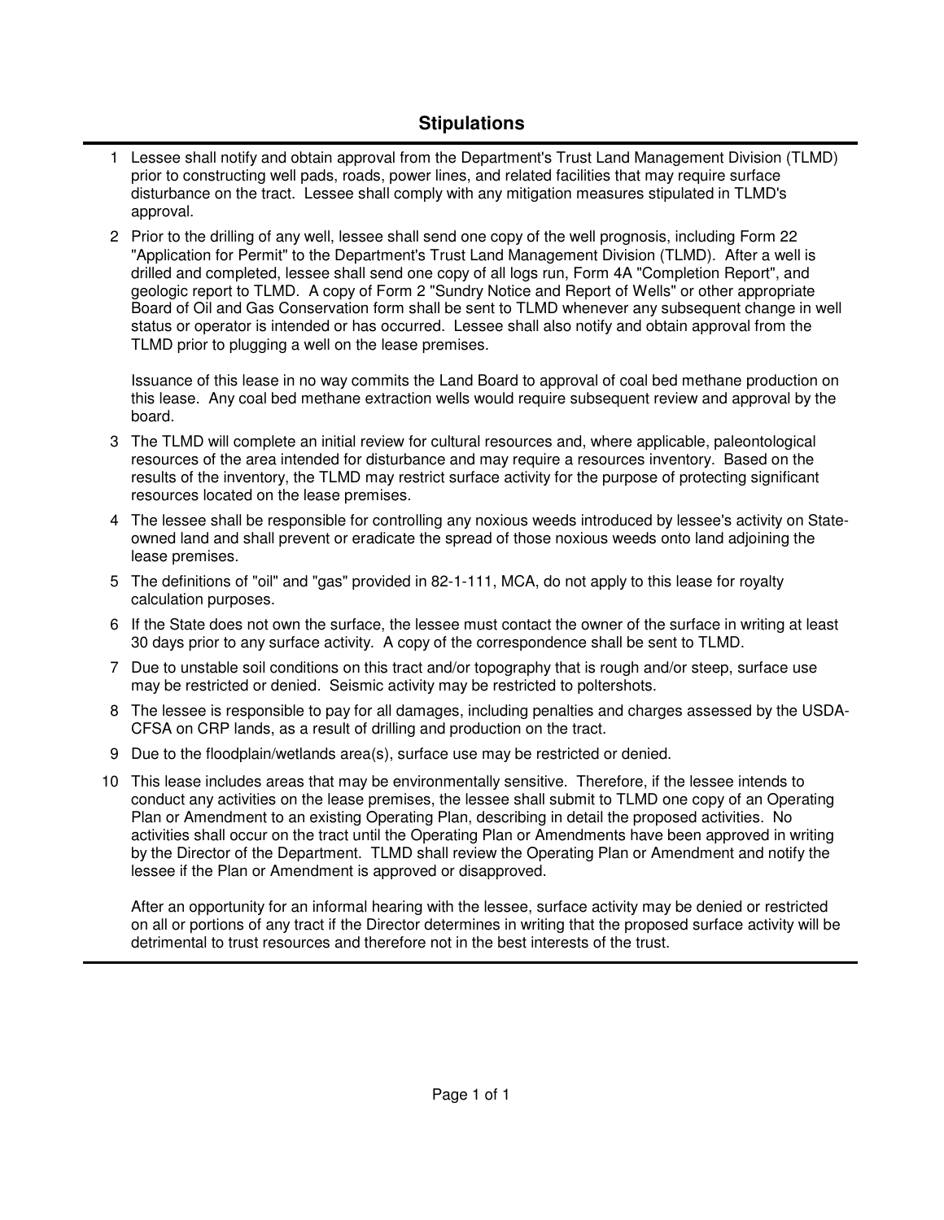# Stipulations

1. Lessee shall notify and obtain approval from the Department's Trust Land Management Division (TLMD) prior to constructing well pads, roads, power lines, and related facilities that may require surface disturbance on the tract. Lessee shall comply with any mitigation measures stipulated in TLMD's approval.

2. Prior to the drilling of any well, lessee shall send one copy of the well prognosis, including Form 22 "Application for Permit" to the Department's Trust Land Management Division (TLMD). After a well is drilled and completed, lessee shall send one copy of all logs run, Form 4A "Completion Report", and geologic report to TLMD. A copy of Form 2 "Sundry Notice and Report of Wells" or other appropriate Board of Oil and Gas Conservation form shall be sent to TLMD whenever any subsequent change in well status or operator is intended or has occurred. Lessee shall also notify and obtain approval from the TLMD prior to plugging a well on the lease premises.

   Issuance of this lease in no way commits the Land Board to approval of coal bed methane production on this lease. Any coal bed methane extraction wells would require subsequent review and approval by the board.

3. The TLMD will complete an initial review for cultural resources and, where applicable, paleontological resources of the area intended for disturbance and may require a resources inventory. Based on the results of the inventory, the TLMD may restrict surface activity for the purpose of protecting significant resources located on the lease premises.

4. The lessee shall be responsible for controlling any noxious weeds introduced by lessee's activity on State-owned land and shall prevent or eradicate the spread of those noxious weeds onto land adjoining the lease premises.

5. The definitions of "oil" and "gas" provided in 82-1-111, MCA, do not apply to this lease for royalty calculation purposes.

6. If the State does not own the surface, the lessee must contact the owner of the surface in writing at least 30 days prior to any surface activity. A copy of the correspondence shall be sent to TLMD.

7. Due to unstable soil conditions on this tract and/or topography that is rough and/or steep, surface use may be restricted or denied. Seismic activity may be restricted to poltershots.

8. The lessee is responsible to pay for all damages, including penalties and charges assessed by the USDA-CFSA on CRP lands, as a result of drilling and production on the tract.

9. Due to the floodplain/wetlands area(s), surface use may be restricted or denied.

10. This lease includes areas that may be environmentally sensitive. Therefore, if the lessee intends to conduct any activities on the lease premises, the lessee shall submit to TLMD one copy of an Operating Plan or Amendment to an existing Operating Plan, describing in detail the proposed activities. No activities shall occur on the tract until the Operating Plan or Amendments have been approved in writing by the Director of the Department. TLMD shall review the Operating Plan or Amendment and notify the lessee if the Plan or Amendment is approved or disapproved.

    After an opportunity for an informal hearing with the lessee, surface activity may be denied or restricted on all or portions of any tract if the Director determines in writing that the proposed surface activity will be detrimental to trust resources and therefore not in the best interests of the trust.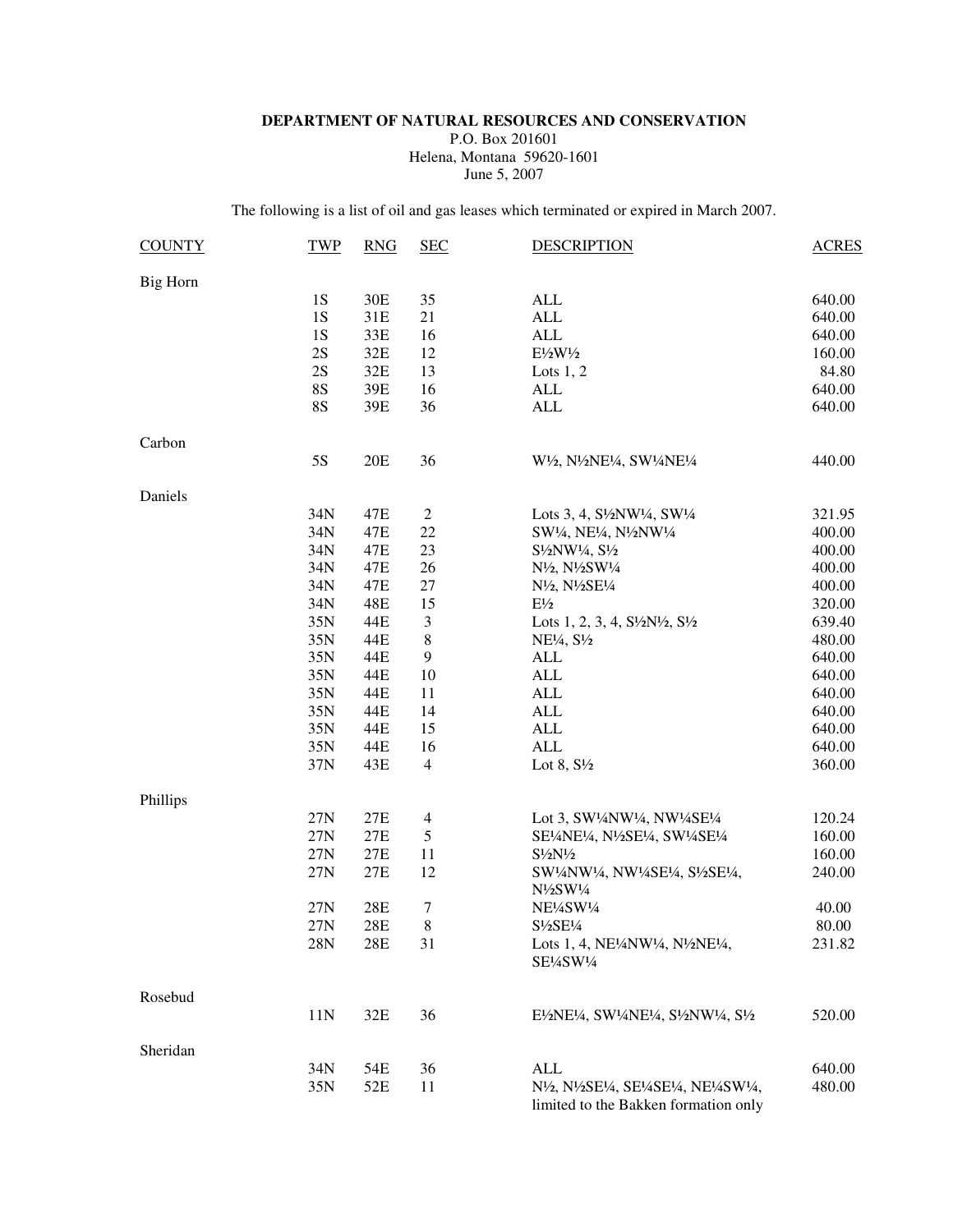**DEPARTMENT OF NATURAL RESOURCES AND CONSERVATION**
P.O. Box 201601
Helena, Montana 59620-1601
June 5, 2007

The following is a list of oil and gas leases which terminated or expired in March 2007.

| COUNTY | TWP | RNG | SEC | DESCRIPTION | ACRES |
|---|---|---|---|---|---|
| Big Horn | | | | | |
| | 1S | 30E | 35 | ALL | 640.00 |
| | 1S | 31E | 21 | ALL | 640.00 |
| | 1S | 33E | 16 | ALL | 640.00 |
| | 2S | 32E | 12 | E½W½ | 160.00 |
| | 2S | 32E | 13 | Lots 1, 2 | 84.80 |
| | 8S | 39E | 16 | ALL | 640.00 |
| | 8S | 39E | 36 | ALL | 640.00 |
| Carbon | | | | | |
| | 5S | 20E | 36 | W½, N½NE¼, SW¼NE¼ | 440.00 |
| Daniels | | | | | |
| | 34N | 47E | 2 | Lots 3, 4, S½NW¼, SW¼ | 321.95 |
| | 34N | 47E | 22 | SW¼, NE¼, N½NW¼ | 400.00 |
| | 34N | 47E | 23 | S½NW¼, S½ | 400.00 |
| | 34N | 47E | 26 | N½, N½SW¼ | 400.00 |
| | 34N | 47E | 27 | N½, N½SE¼ | 400.00 |
| | 34N | 48E | 15 | E½ | 320.00 |
| | 35N | 44E | 3 | Lots 1, 2, 3, 4, S½N½, S½ | 639.40 |
| | 35N | 44E | 8 | NE¼, S½ | 480.00 |
| | 35N | 44E | 9 | ALL | 640.00 |
| | 35N | 44E | 10 | ALL | 640.00 |
| | 35N | 44E | 11 | ALL | 640.00 |
| | 35N | 44E | 14 | ALL | 640.00 |
| | 35N | 44E | 15 | ALL | 640.00 |
| | 35N | 44E | 16 | ALL | 640.00 |
| | 37N | 43E | 4 | Lot 8, S½ | 360.00 |
| Phillips | | | | | |
| | 27N | 27E | 4 | Lot 3, SW¼NW¼, NW¼SE¼ | 120.24 |
| | 27N | 27E | 5 | SE¼NE¼, N½SE¼, SW¼SE¼ | 160.00 |
| | 27N | 27E | 11 | S½N½ | 160.00 |
| | 27N | 27E | 12 | SW¼NW¼, NW¼SE¼, S½SE¼, N½SW¼ | 240.00 |
| | 27N | 28E | 7 | NE¼SW¼ | 40.00 |
| | 27N | 28E | 8 | S½SE¼ | 80.00 |
| | 28N | 28E | 31 | Lots 1, 4, NE¼NW¼, N½NE¼, SE¼SW¼ | 231.82 |
| Rosebud | | | | | |
| | 11N | 32E | 36 | E½NE¼, SW¼NE¼, S½NW¼, S½ | 520.00 |
| Sheridan | | | | | |
| | 34N | 54E | 36 | ALL | 640.00 |
| | 35N | 52E | 11 | N½, N½SE¼, SE¼SE¼, NE¼SW¼, limited to the Bakken formation only | 480.00 |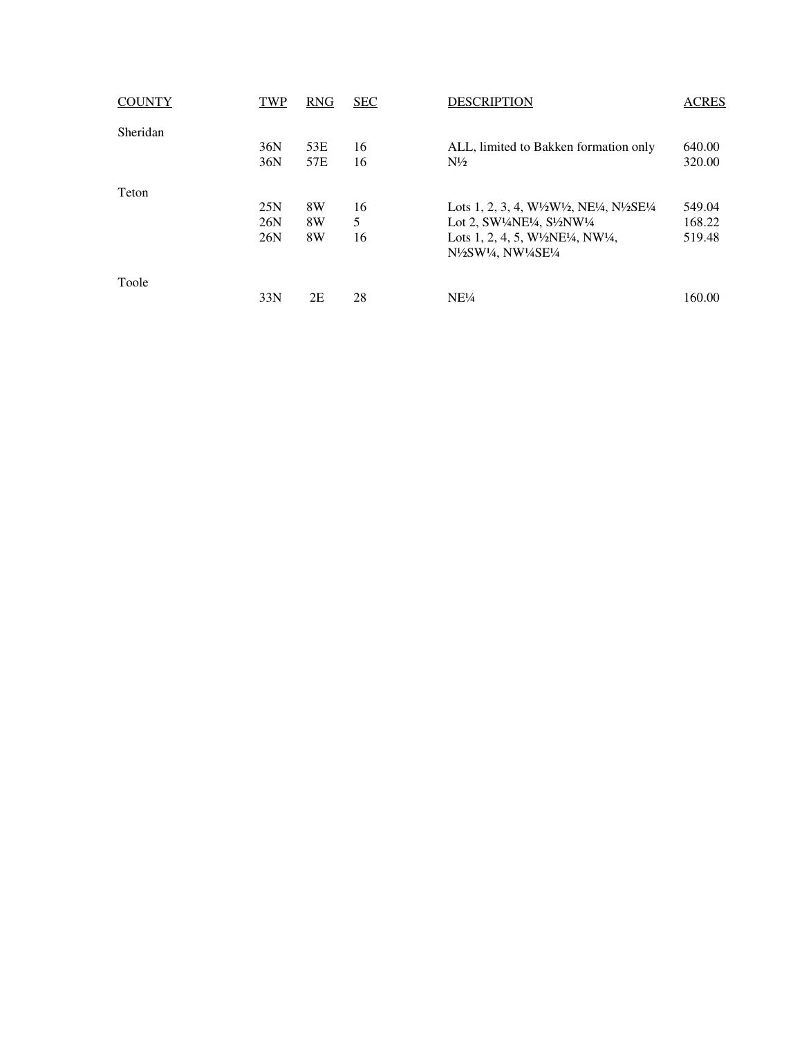| COUNTY | TWP | RNG | SEC | DESCRIPTION | ACRES |
|---|---|---|---|---|---|
| Sheridan | | | | | |
| | 36N | 53E | 16 | ALL, limited to Bakken formation only | 640.00 |
| | 36N | 57E | 16 | N½ | 320.00 |
| Teton | | | | | |
| | 25N | 8W | 16 | Lots 1, 2, 3, 4, W½W½, NE¼, N½SE¼ | 549.04 |
| | 26N | 8W | 5 | Lot 2, SW¼NE¼, S½NW¼ | 168.22 |
| | 26N | 8W | 16 | Lots 1, 2, 4, 5, W½NE¼, NW¼, N½SW¼, NW¼SE¼ | 519.48 |
| Toole | | | | | |
| | 33N | 2E | 28 | NE¼ | 160.00 |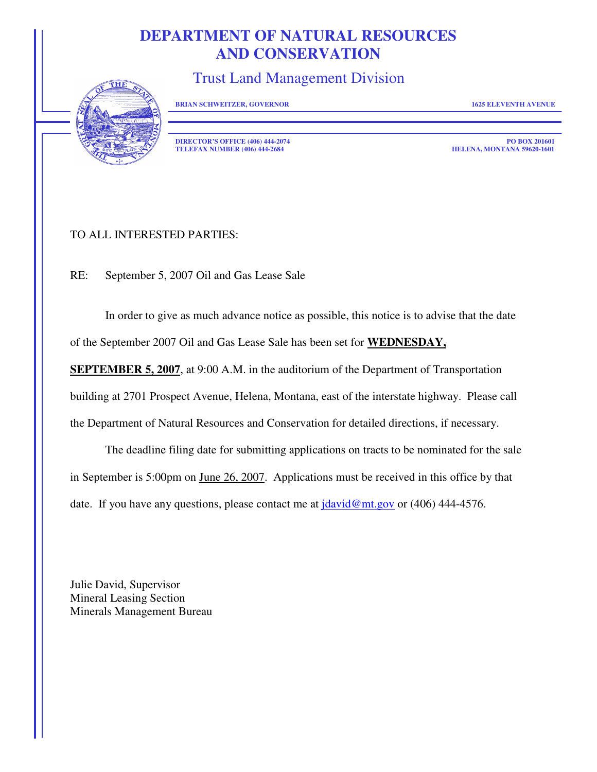# DEPARTMENT OF NATURAL RESOURCES AND CONSERVATION

## Trust Land Management Division

**BRIAN SCHWEITZER, GOVERNOR** **1625 ELEVENTH AVENUE**

**DIRECTOR'S OFFICE (406) 444-2074**
**TELEFAX NUMBER (406) 444-2684**

**PO BOX 201601**
**HELENA, MONTANA 59620-1601**

TO ALL INTERESTED PARTIES:

RE: September 5, 2007 Oil and Gas Lease Sale

In order to give as much advance notice as possible, this notice is to advise that the date of the September 2007 Oil and Gas Lease Sale has been set for **WEDNESDAY, SEPTEMBER 5, 2007**, at 9:00 A.M. in the auditorium of the Department of Transportation building at 2701 Prospect Avenue, Helena, Montana, east of the interstate highway. Please call the Department of Natural Resources and Conservation for detailed directions, if necessary.

The deadline filing date for submitting applications on tracts to be nominated for the sale in September is 5:00pm on June 26, 2007. Applications must be received in this office by that date. If you have any questions, please contact me at jdavid@mt.gov or (406) 444-4576.

Julie David, Supervisor
Mineral Leasing Section
Minerals Management Bureau